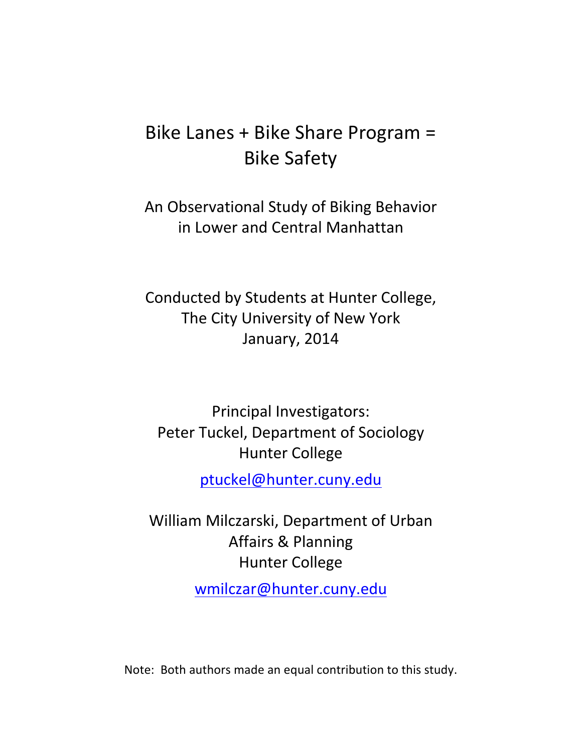# Bike Lanes + Bike Share Program = Bike Safety

An Observational Study of Biking Behavior in Lower and Central Manhattan

Conducted by Students at Hunter College, The City University of New York

January, 2014

Principal Investigators:

Peter Tuckel, Department of Sociology
Hunter College

ptuckel@hunter.cuny.edu

William Milczarski, Department of Urban Affairs & Planning
Hunter College

wmilczar@hunter.cuny.edu

Note: Both authors made an equal contribution to this study.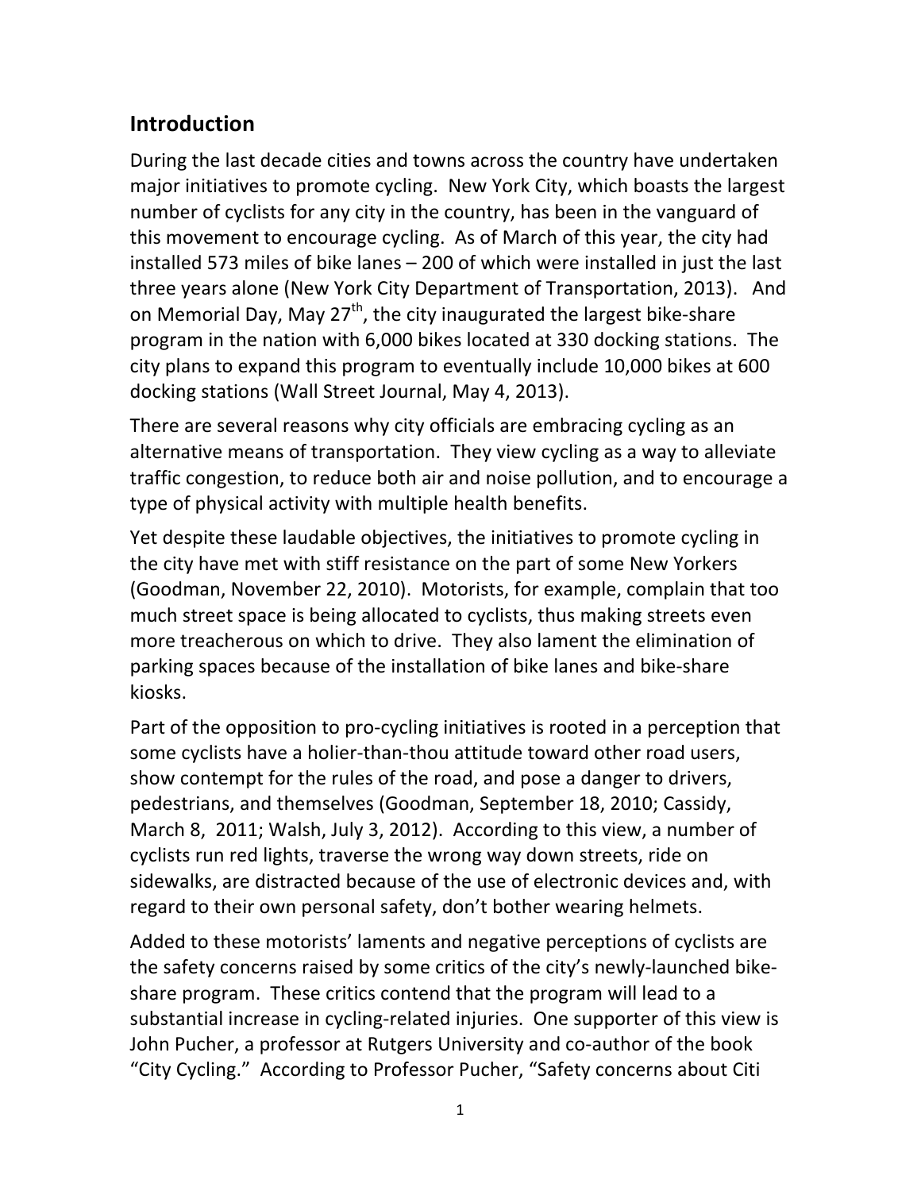## Introduction

During the last decade cities and towns across the country have undertaken major initiatives to promote cycling. New York City, which boasts the largest number of cyclists for any city in the country, has been in the vanguard of this movement to encourage cycling. As of March of this year, the city had installed 573 miles of bike lanes – 200 of which were installed in just the last three years alone (New York City Department of Transportation, 2013). And on Memorial Day, May 27th, the city inaugurated the largest bike-share program in the nation with 6,000 bikes located at 330 docking stations. The city plans to expand this program to eventually include 10,000 bikes at 600 docking stations (Wall Street Journal, May 4, 2013).

There are several reasons why city officials are embracing cycling as an alternative means of transportation. They view cycling as a way to alleviate traffic congestion, to reduce both air and noise pollution, and to encourage a type of physical activity with multiple health benefits.

Yet despite these laudable objectives, the initiatives to promote cycling in the city have met with stiff resistance on the part of some New Yorkers (Goodman, November 22, 2010). Motorists, for example, complain that too much street space is being allocated to cyclists, thus making streets even more treacherous on which to drive. They also lament the elimination of parking spaces because of the installation of bike lanes and bike-share kiosks.

Part of the opposition to pro-cycling initiatives is rooted in a perception that some cyclists have a holier-than-thou attitude toward other road users, show contempt for the rules of the road, and pose a danger to drivers, pedestrians, and themselves (Goodman, September 18, 2010; Cassidy, March 8, 2011; Walsh, July 3, 2012). According to this view, a number of cyclists run red lights, traverse the wrong way down streets, ride on sidewalks, are distracted because of the use of electronic devices and, with regard to their own personal safety, don't bother wearing helmets.

Added to these motorists' laments and negative perceptions of cyclists are the safety concerns raised by some critics of the city's newly-launched bike-share program. These critics contend that the program will lead to a substantial increase in cycling-related injuries. One supporter of this view is John Pucher, a professor at Rutgers University and co-author of the book "City Cycling." According to Professor Pucher, "Safety concerns about Citi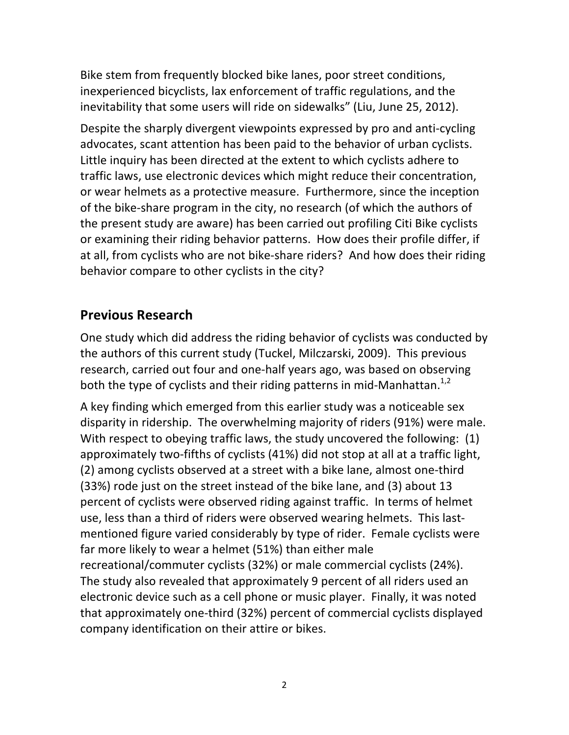Bike stem from frequently blocked bike lanes, poor street conditions, inexperienced bicyclists, lax enforcement of traffic regulations, and the inevitability that some users will ride on sidewalks" (Liu, June 25, 2012).

Despite the sharply divergent viewpoints expressed by pro and anti-cycling advocates, scant attention has been paid to the behavior of urban cyclists. Little inquiry has been directed at the extent to which cyclists adhere to traffic laws, use electronic devices which might reduce their concentration, or wear helmets as a protective measure. Furthermore, since the inception of the bike-share program in the city, no research (of which the authors of the present study are aware) has been carried out profiling Citi Bike cyclists or examining their riding behavior patterns. How does their profile differ, if at all, from cyclists who are not bike-share riders? And how does their riding behavior compare to other cyclists in the city?

## Previous Research

One study which did address the riding behavior of cyclists was conducted by the authors of this current study (Tuckel, Milczarski, 2009). This previous research, carried out four and one-half years ago, was based on observing both the type of cyclists and their riding patterns in mid-Manhattan.[1,2]

A key finding which emerged from this earlier study was a noticeable sex disparity in ridership. The overwhelming majority of riders (91%) were male. With respect to obeying traffic laws, the study uncovered the following: (1) approximately two-fifths of cyclists (41%) did not stop at all at a traffic light, (2) among cyclists observed at a street with a bike lane, almost one-third (33%) rode just on the street instead of the bike lane, and (3) about 13 percent of cyclists were observed riding against traffic. In terms of helmet use, less than a third of riders were observed wearing helmets. This last-mentioned figure varied considerably by type of rider. Female cyclists were far more likely to wear a helmet (51%) than either male recreational/commuter cyclists (32%) or male commercial cyclists (24%). The study also revealed that approximately 9 percent of all riders used an electronic device such as a cell phone or music player. Finally, it was noted that approximately one-third (32%) percent of commercial cyclists displayed company identification on their attire or bikes.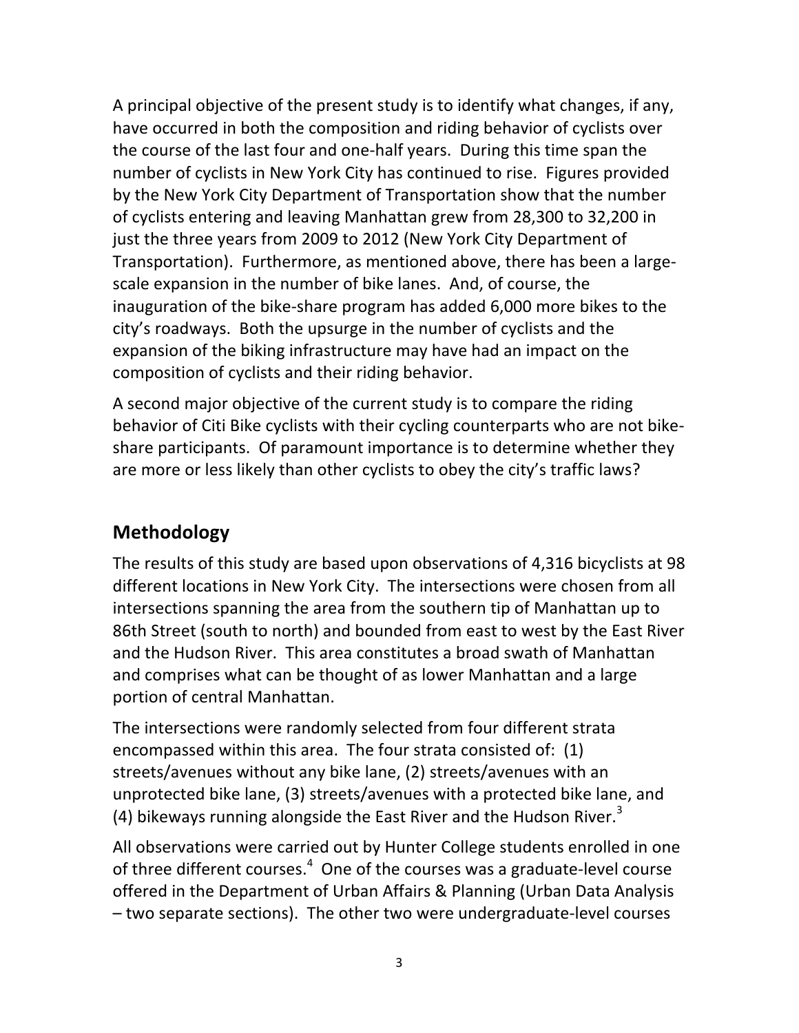A principal objective of the present study is to identify what changes, if any, have occurred in both the composition and riding behavior of cyclists over the course of the last four and one-half years. During this time span the number of cyclists in New York City has continued to rise. Figures provided by the New York City Department of Transportation show that the number of cyclists entering and leaving Manhattan grew from 28,300 to 32,200 in just the three years from 2009 to 2012 (New York City Department of Transportation). Furthermore, as mentioned above, there has been a large-scale expansion in the number of bike lanes. And, of course, the inauguration of the bike-share program has added 6,000 more bikes to the city's roadways. Both the upsurge in the number of cyclists and the expansion of the biking infrastructure may have had an impact on the composition of cyclists and their riding behavior.

A second major objective of the current study is to compare the riding behavior of Citi Bike cyclists with their cycling counterparts who are not bike-share participants. Of paramount importance is to determine whether they are more or less likely than other cyclists to obey the city's traffic laws?

## Methodology

The results of this study are based upon observations of 4,316 bicyclists at 98 different locations in New York City. The intersections were chosen from all intersections spanning the area from the southern tip of Manhattan up to 86th Street (south to north) and bounded from east to west by the East River and the Hudson River. This area constitutes a broad swath of Manhattan and comprises what can be thought of as lower Manhattan and a large portion of central Manhattan.

The intersections were randomly selected from four different strata encompassed within this area. The four strata consisted of: (1) streets/avenues without any bike lane, (2) streets/avenues with an unprotected bike lane, (3) streets/avenues with a protected bike lane, and (4) bikeways running alongside the East River and the Hudson River.[3]

All observations were carried out by Hunter College students enrolled in one of three different courses.[4] One of the courses was a graduate-level course offered in the Department of Urban Affairs & Planning (Urban Data Analysis – two separate sections). The other two were undergraduate-level courses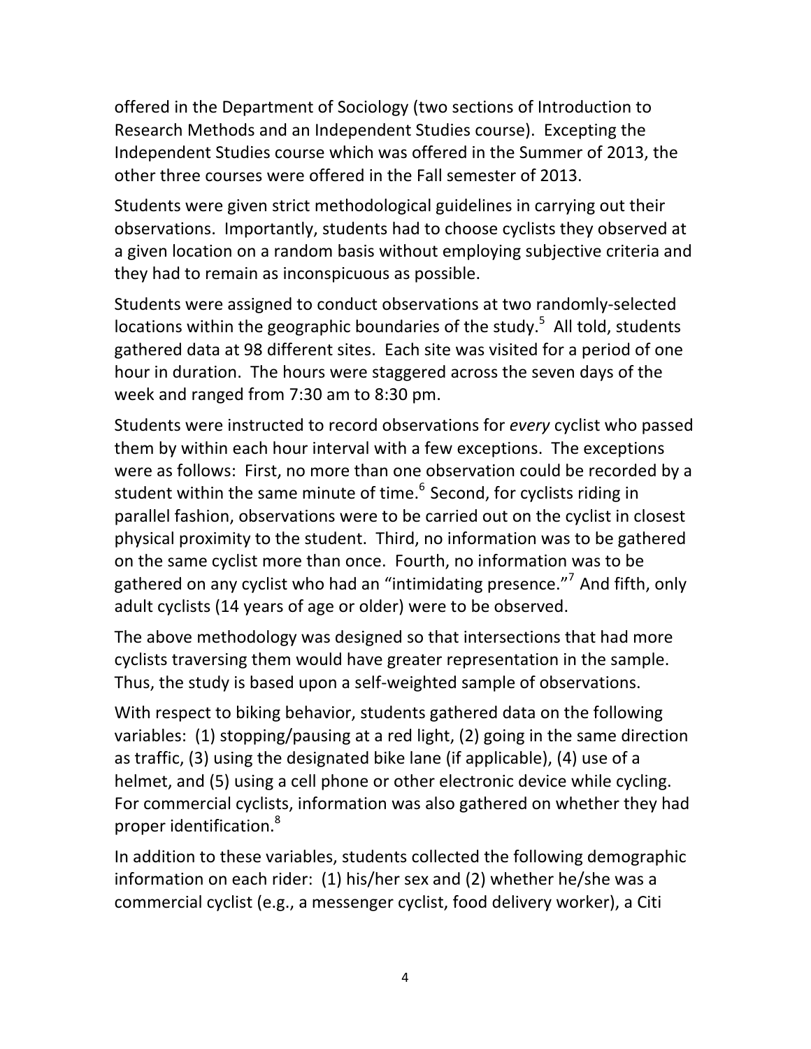offered in the Department of Sociology (two sections of Introduction to Research Methods and an Independent Studies course). Excepting the Independent Studies course which was offered in the Summer of 2013, the other three courses were offered in the Fall semester of 2013.

Students were given strict methodological guidelines in carrying out their observations. Importantly, students had to choose cyclists they observed at a given location on a random basis without employing subjective criteria and they had to remain as inconspicuous as possible.

Students were assigned to conduct observations at two randomly-selected locations within the geographic boundaries of the study.[5] All told, students gathered data at 98 different sites. Each site was visited for a period of one hour in duration. The hours were staggered across the seven days of the week and ranged from 7:30 am to 8:30 pm.

Students were instructed to record observations for *every* cyclist who passed them by within each hour interval with a few exceptions. The exceptions were as follows: First, no more than one observation could be recorded by a student within the same minute of time.[6] Second, for cyclists riding in parallel fashion, observations were to be carried out on the cyclist in closest physical proximity to the student. Third, no information was to be gathered on the same cyclist more than once. Fourth, no information was to be gathered on any cyclist who had an "intimidating presence."[7] And fifth, only adult cyclists (14 years of age or older) were to be observed.

The above methodology was designed so that intersections that had more cyclists traversing them would have greater representation in the sample. Thus, the study is based upon a self-weighted sample of observations.

With respect to biking behavior, students gathered data on the following variables: (1) stopping/pausing at a red light, (2) going in the same direction as traffic, (3) using the designated bike lane (if applicable), (4) use of a helmet, and (5) using a cell phone or other electronic device while cycling. For commercial cyclists, information was also gathered on whether they had proper identification.[8]

In addition to these variables, students collected the following demographic information on each rider: (1) his/her sex and (2) whether he/she was a commercial cyclist (e.g., a messenger cyclist, food delivery worker), a Citi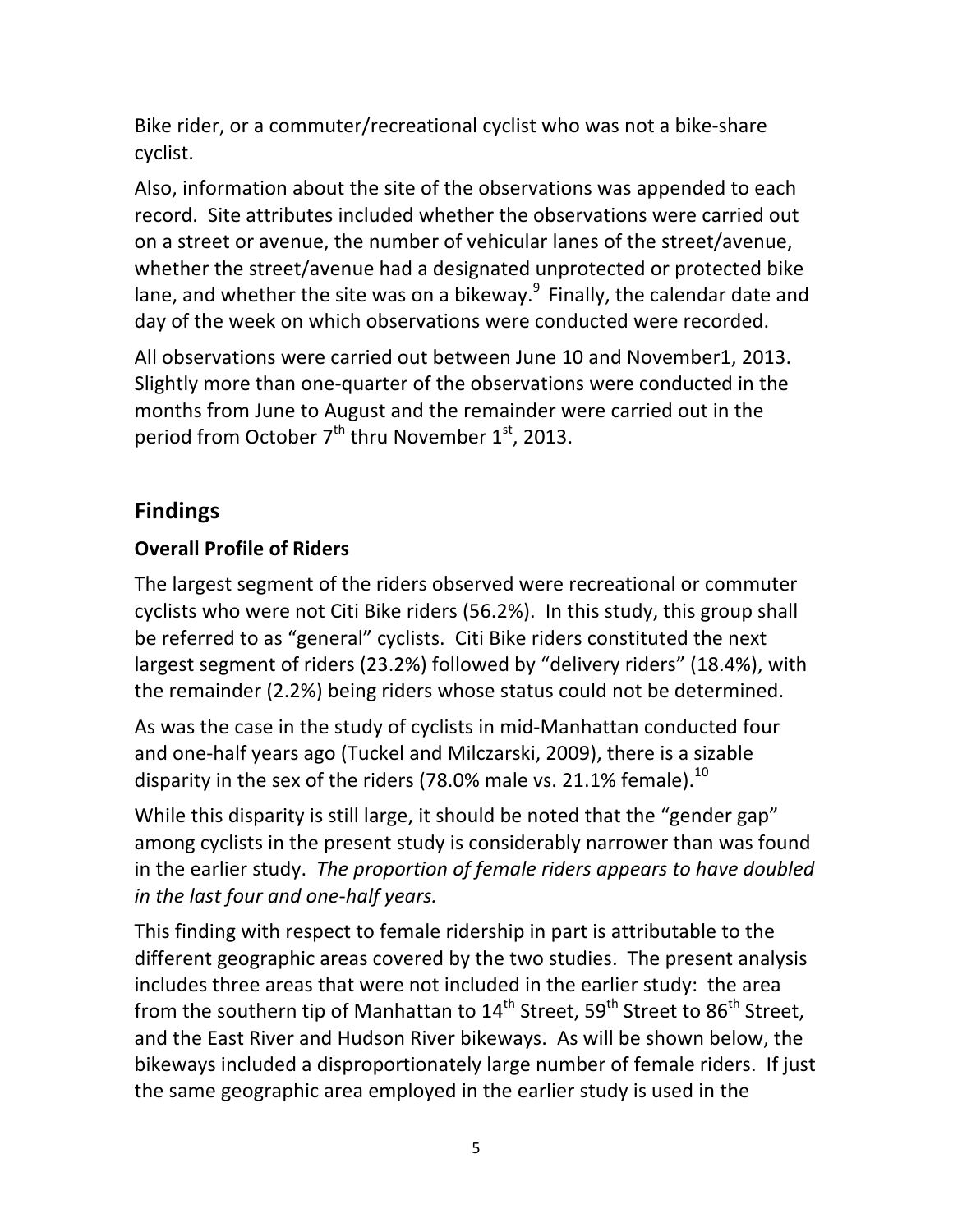Bike rider, or a commuter/recreational cyclist who was not a bike-share cyclist.

Also, information about the site of the observations was appended to each record. Site attributes included whether the observations were carried out on a street or avenue, the number of vehicular lanes of the street/avenue, whether the street/avenue had a designated unprotected or protected bike lane, and whether the site was on a bikeway.[9] Finally, the calendar date and day of the week on which observations were conducted were recorded.

All observations were carried out between June 10 and November1, 2013. Slightly more than one-quarter of the observations were conducted in the months from June to August and the remainder were carried out in the period from October 7th thru November 1st, 2013.

## Findings

### Overall Profile of Riders

The largest segment of the riders observed were recreational or commuter cyclists who were not Citi Bike riders (56.2%). In this study, this group shall be referred to as "general" cyclists. Citi Bike riders constituted the next largest segment of riders (23.2%) followed by "delivery riders" (18.4%), with the remainder (2.2%) being riders whose status could not be determined.

As was the case in the study of cyclists in mid-Manhattan conducted four and one-half years ago (Tuckel and Milczarski, 2009), there is a sizable disparity in the sex of the riders (78.0% male vs. 21.1% female).[10]

While this disparity is still large, it should be noted that the "gender gap" among cyclists in the present study is considerably narrower than was found in the earlier study. *The proportion of female riders appears to have doubled in the last four and one-half years.*

This finding with respect to female ridership in part is attributable to the different geographic areas covered by the two studies. The present analysis includes three areas that were not included in the earlier study: the area from the southern tip of Manhattan to 14th Street, 59th Street to 86th Street, and the East River and Hudson River bikeways. As will be shown below, the bikeways included a disproportionately large number of female riders. If just the same geographic area employed in the earlier study is used in the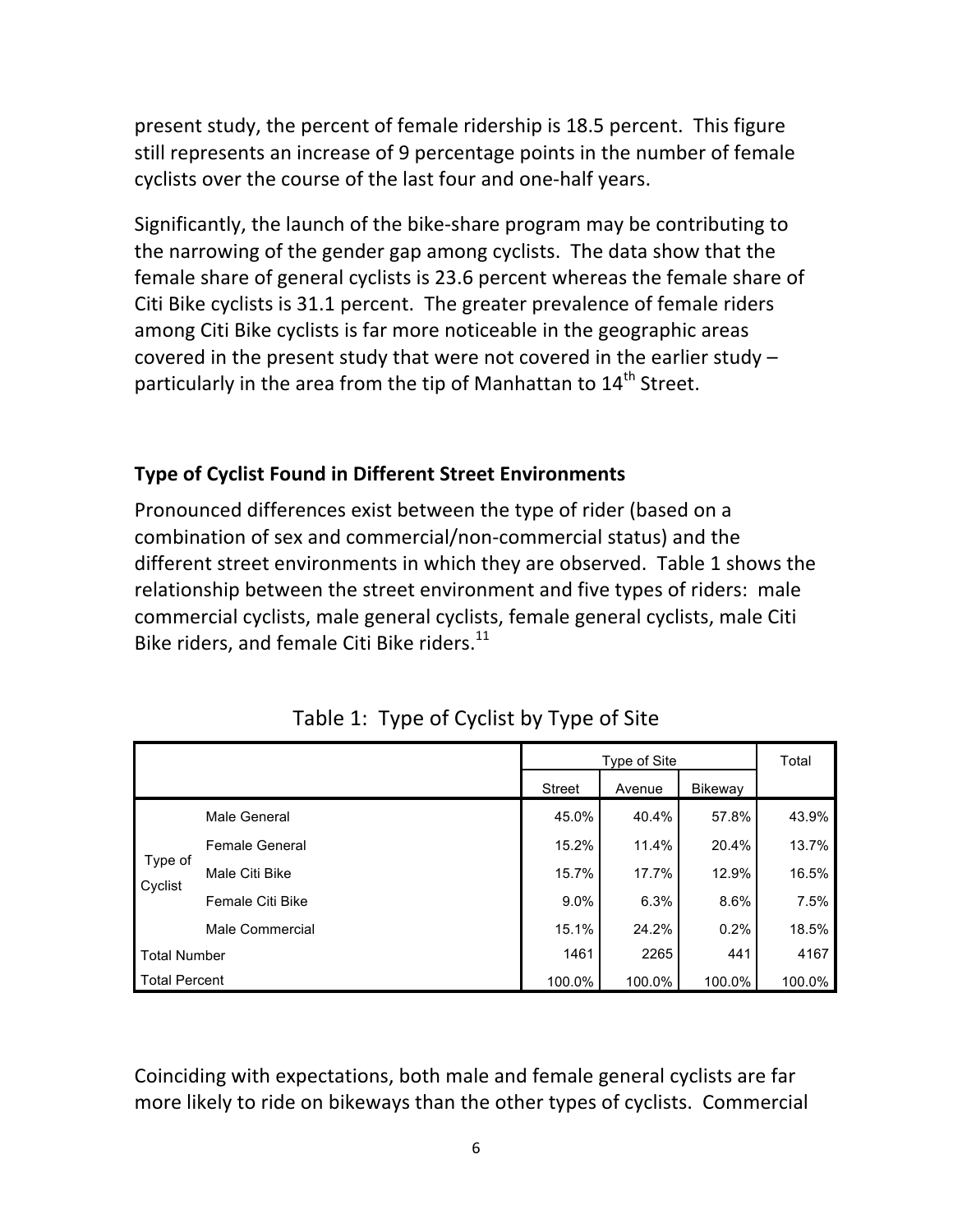present study, the percent of female ridership is 18.5 percent. This figure still represents an increase of 9 percentage points in the number of female cyclists over the course of the last four and one-half years.

Significantly, the launch of the bike-share program may be contributing to the narrowing of the gender gap among cyclists. The data show that the female share of general cyclists is 23.6 percent whereas the female share of Citi Bike cyclists is 31.1 percent. The greater prevalence of female riders among Citi Bike cyclists is far more noticeable in the geographic areas covered in the present study that were not covered in the earlier study – particularly in the area from the tip of Manhattan to 14th Street.

### Type of Cyclist Found in Different Street Environments

Pronounced differences exist between the type of rider (based on a combination of sex and commercial/non-commercial status) and the different street environments in which they are observed. Table 1 shows the relationship between the street environment and five types of riders: male commercial cyclists, male general cyclists, female general cyclists, male Citi Bike riders, and female Citi Bike riders.[11]

Table 1: Type of Cyclist by Type of Site

| | | Type of Site | | | Total |
|---|---|---|---|---|---|
| | | Street | Avenue | Bikeway | |
| Type of Cyclist | Male General | 45.0% | 40.4% | 57.8% | 43.9% |
| | Female General | 15.2% | 11.4% | 20.4% | 13.7% |
| | Male Citi Bike | 15.7% | 17.7% | 12.9% | 16.5% |
| | Female Citi Bike | 9.0% | 6.3% | 8.6% | 7.5% |
| | Male Commercial | 15.1% | 24.2% | 0.2% | 18.5% |
| Total Number | | 1461 | 2265 | 441 | 4167 |
| Total Percent | | 100.0% | 100.0% | 100.0% | 100.0% |

Coinciding with expectations, both male and female general cyclists are far more likely to ride on bikeways than the other types of cyclists. Commercial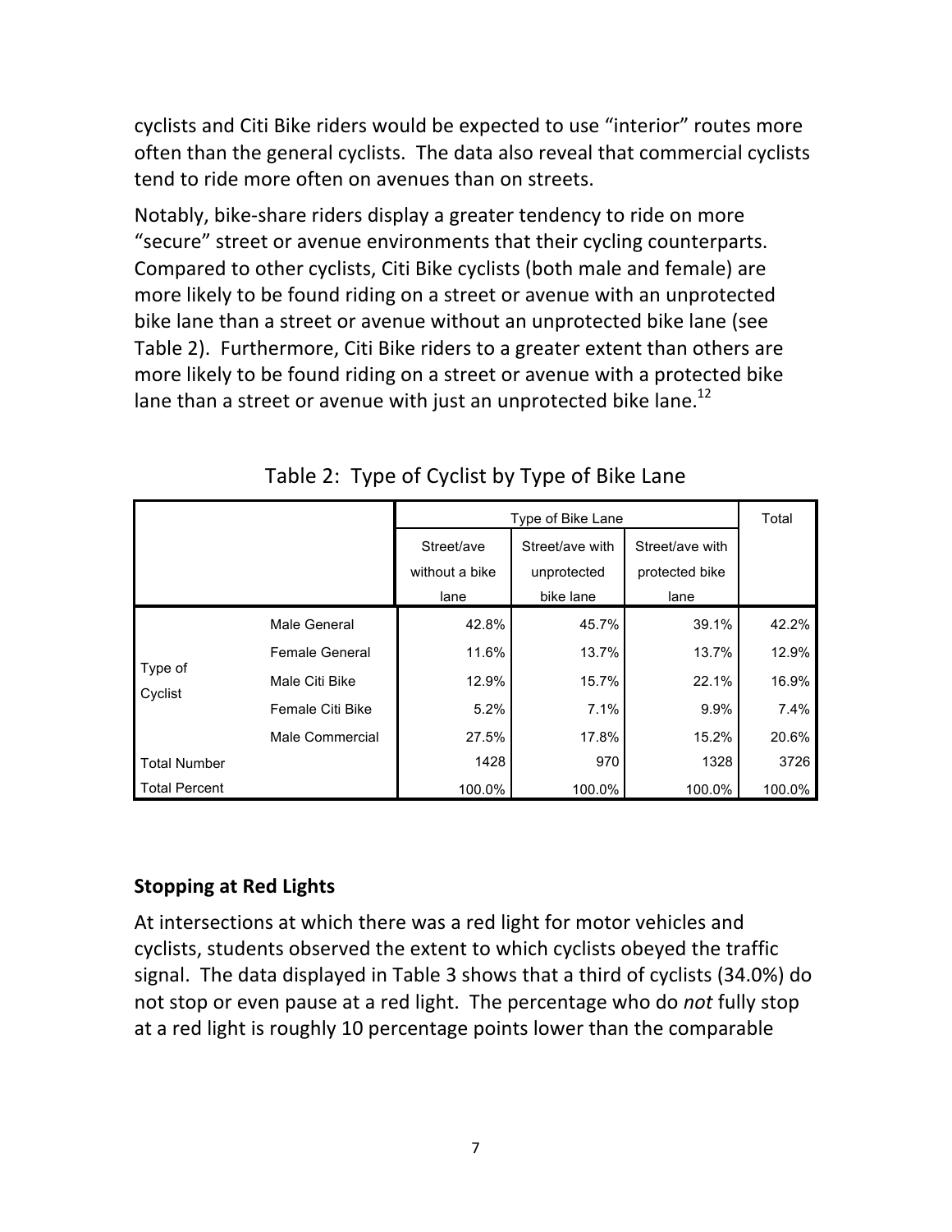cyclists and Citi Bike riders would be expected to use "interior" routes more often than the general cyclists. The data also reveal that commercial cyclists tend to ride more often on avenues than on streets.

Notably, bike-share riders display a greater tendency to ride on more "secure" street or avenue environments that their cycling counterparts. Compared to other cyclists, Citi Bike cyclists (both male and female) are more likely to be found riding on a street or avenue with an unprotected bike lane than a street or avenue without an unprotected bike lane (see Table 2). Furthermore, Citi Bike riders to a greater extent than others are more likely to be found riding on a street or avenue with a protected bike lane than a street or avenue with just an unprotected bike lane.[12]

Table 2: Type of Cyclist by Type of Bike Lane

| | | Type of Bike Lane | | | Total |
|---|---|---|---|---|---|
| | | Street/ave without a bike lane | Street/ave with unprotected bike lane | Street/ave with protected bike lane | |
| Type of Cyclist | Male General | 42.8% | 45.7% | 39.1% | 42.2% |
| | Female General | 11.6% | 13.7% | 13.7% | 12.9% |
| | Male Citi Bike | 12.9% | 15.7% | 22.1% | 16.9% |
| | Female Citi Bike | 5.2% | 7.1% | 9.9% | 7.4% |
| | Male Commercial | 27.5% | 17.8% | 15.2% | 20.6% |
| Total Number | | 1428 | 970 | 1328 | 3726 |
| Total Percent | | 100.0% | 100.0% | 100.0% | 100.0% |

## Stopping at Red Lights

At intersections at which there was a red light for motor vehicles and cyclists, students observed the extent to which cyclists obeyed the traffic signal. The data displayed in Table 3 shows that a third of cyclists (34.0%) do not stop or even pause at a red light. The percentage who do *not* fully stop at a red light is roughly 10 percentage points lower than the comparable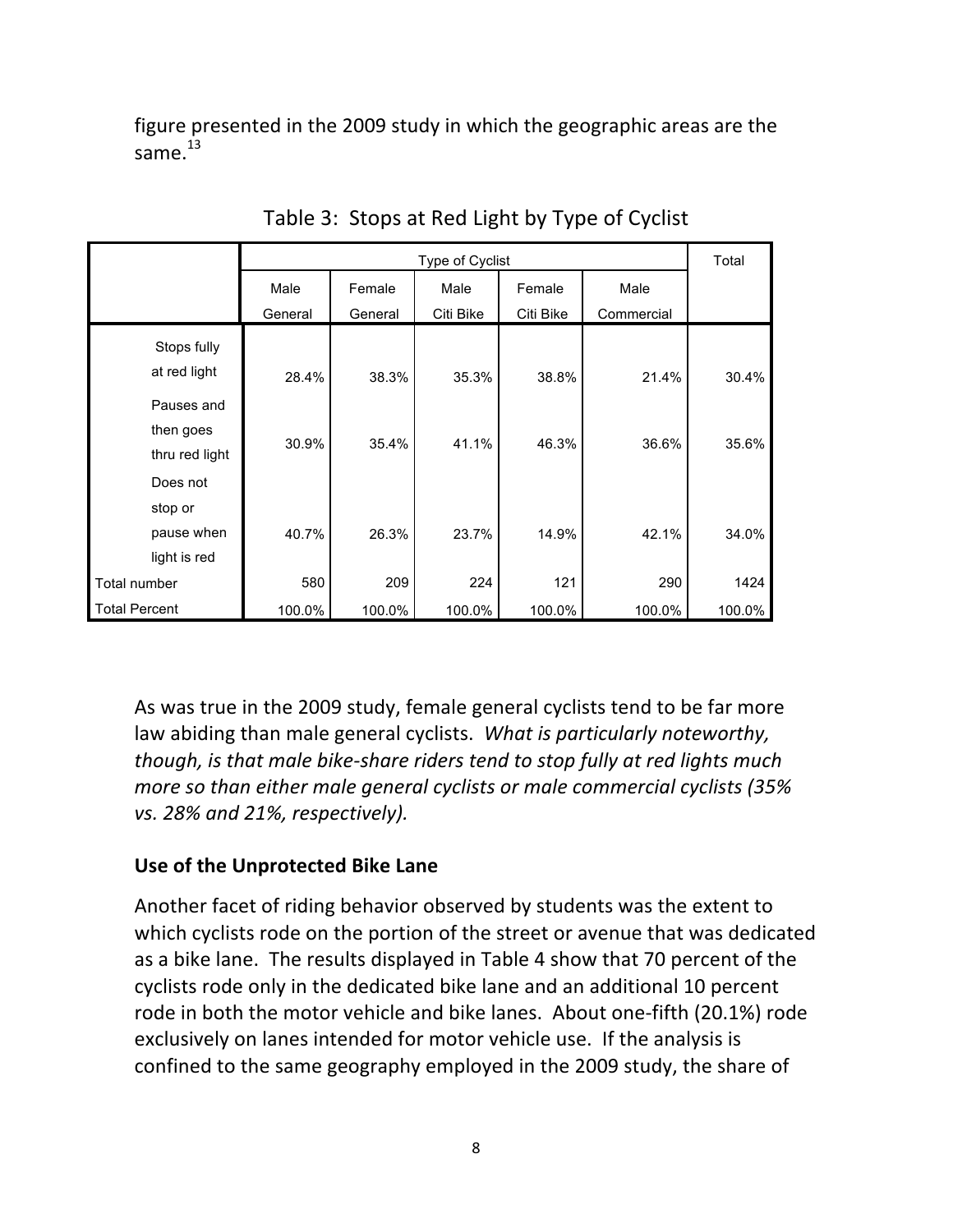figure presented in the 2009 study in which the geographic areas are the same.[13]

Table 3: Stops at Red Light by Type of Cyclist

| | Type of Cyclist | | | | | Total |
|---|---|---|---|---|---|---|
| | Male General | Female General | Male Citi Bike | Female Citi Bike | Male Commercial | |
| Stops fully at red light | 28.4% | 38.3% | 35.3% | 38.8% | 21.4% | 30.4% |
| Pauses and then goes thru red light | 30.9% | 35.4% | 41.1% | 46.3% | 36.6% | 35.6% |
| Does not stop or pause when light is red | 40.7% | 26.3% | 23.7% | 14.9% | 42.1% | 34.0% |
| Total number | 580 | 209 | 224 | 121 | 290 | 1424 |
| Total Percent | 100.0% | 100.0% | 100.0% | 100.0% | 100.0% | 100.0% |

As was true in the 2009 study, female general cyclists tend to be far more law abiding than male general cyclists. *What is particularly noteworthy, though, is that male bike-share riders tend to stop fully at red lights much more so than either male general cyclists or male commercial cyclists (35% vs. 28% and 21%, respectively).*

## Use of the Unprotected Bike Lane

Another facet of riding behavior observed by students was the extent to which cyclists rode on the portion of the street or avenue that was dedicated as a bike lane. The results displayed in Table 4 show that 70 percent of the cyclists rode only in the dedicated bike lane and an additional 10 percent rode in both the motor vehicle and bike lanes. About one-fifth (20.1%) rode exclusively on lanes intended for motor vehicle use. If the analysis is confined to the same geography employed in the 2009 study, the share of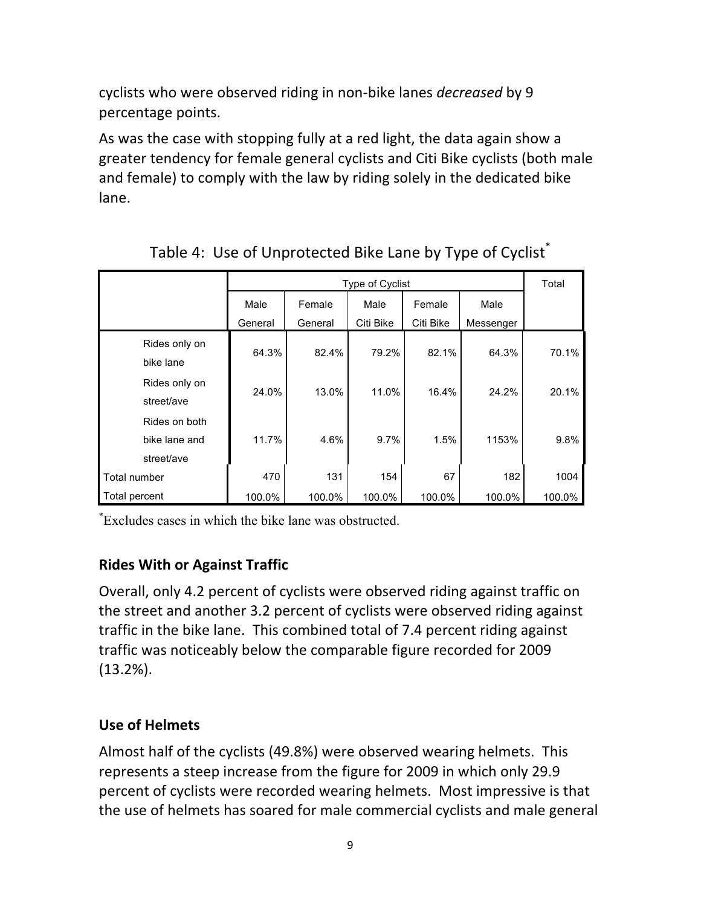cyclists who were observed riding in non-bike lanes *decreased* by 9 percentage points.

As was the case with stopping fully at a red light, the data again show a greater tendency for female general cyclists and Citi Bike cyclists (both male and female) to comply with the law by riding solely in the dedicated bike lane.

Table 4: Use of Unprotected Bike Lane by Type of Cyclist*

| | Type of Cyclist | | | | | Total |
|---|---|---|---|---|---|---|
| | Male General | Female General | Male Citi Bike | Female Citi Bike | Male Messenger | |
| Rides only on bike lane | 64.3% | 82.4% | 79.2% | 82.1% | 64.3% | 70.1% |
| Rides only on street/ave | 24.0% | 13.0% | 11.0% | 16.4% | 24.2% | 20.1% |
| Rides on both bike lane and street/ave | 11.7% | 4.6% | 9.7% | 1.5% | 1153% | 9.8% |
| Total number | 470 | 131 | 154 | 67 | 182 | 1004 |
| Total percent | 100.0% | 100.0% | 100.0% | 100.0% | 100.0% | 100.0% |

*Excludes cases in which the bike lane was obstructed.

### Rides With or Against Traffic

Overall, only 4.2 percent of cyclists were observed riding against traffic on the street and another 3.2 percent of cyclists were observed riding against traffic in the bike lane. This combined total of 7.4 percent riding against traffic was noticeably below the comparable figure recorded for 2009 (13.2%).

### Use of Helmets

Almost half of the cyclists (49.8%) were observed wearing helmets. This represents a steep increase from the figure for 2009 in which only 29.9 percent of cyclists were recorded wearing helmets. Most impressive is that the use of helmets has soared for male commercial cyclists and male general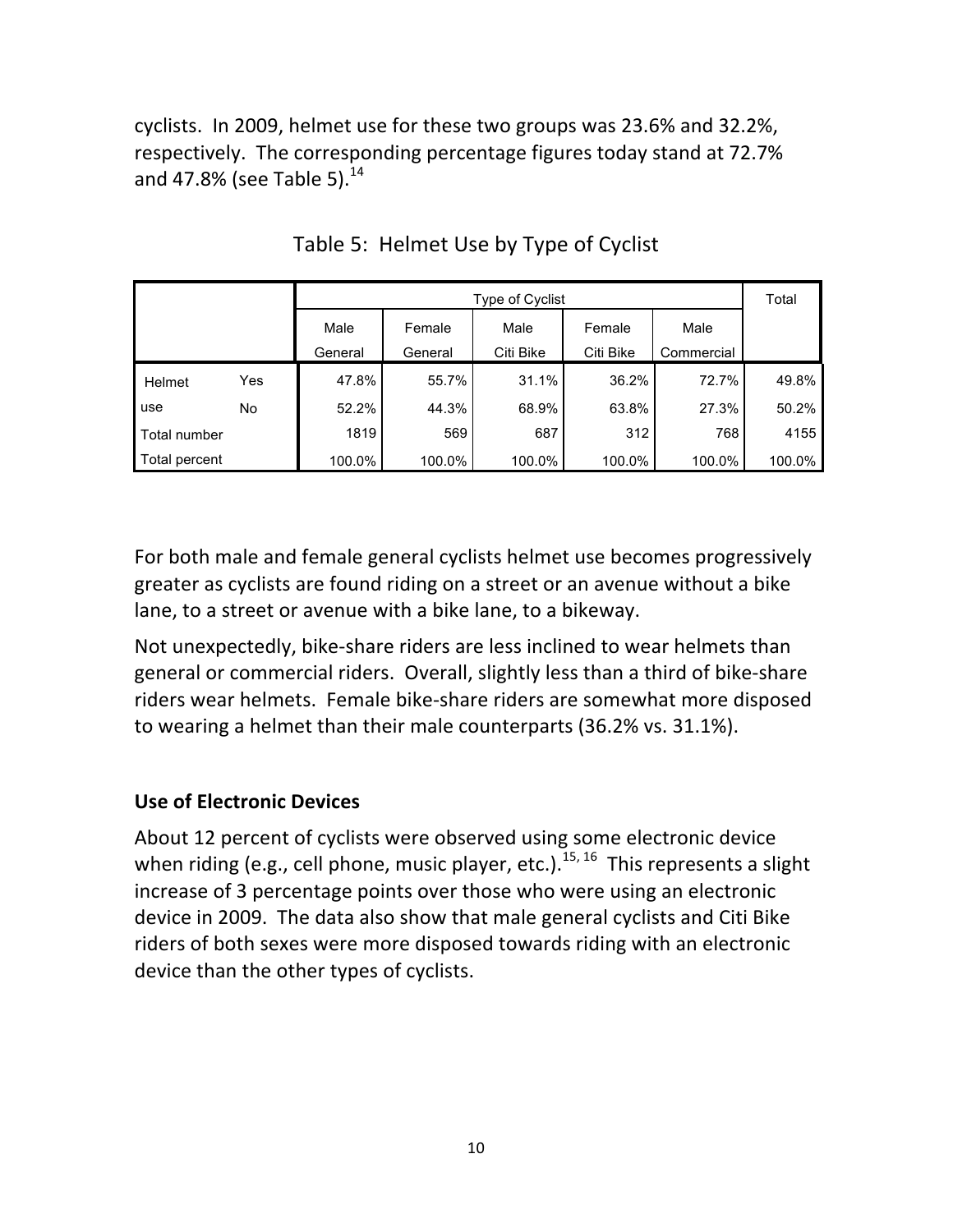cyclists. In 2009, helmet use for these two groups was 23.6% and 32.2%, respectively. The corresponding percentage figures today stand at 72.7% and 47.8% (see Table 5).[14]

Table 5: Helmet Use by Type of Cyclist

| | | Type of Cyclist | | | | | Total |
|---|---|---|---|---|---|---|---|
| | | Male General | Female General | Male Citi Bike | Female Citi Bike | Male Commercial | |
| Helmet use | Yes | 47.8% | 55.7% | 31.1% | 36.2% | 72.7% | 49.8% |
| | No | 52.2% | 44.3% | 68.9% | 63.8% | 27.3% | 50.2% |
| Total number | | 1819 | 569 | 687 | 312 | 768 | 4155 |
| Total percent | | 100.0% | 100.0% | 100.0% | 100.0% | 100.0% | 100.0% |

For both male and female general cyclists helmet use becomes progressively greater as cyclists are found riding on a street or an avenue without a bike lane, to a street or avenue with a bike lane, to a bikeway.

Not unexpectedly, bike-share riders are less inclined to wear helmets than general or commercial riders. Overall, slightly less than a third of bike-share riders wear helmets. Female bike-share riders are somewhat more disposed to wearing a helmet than their male counterparts (36.2% vs. 31.1%).

### Use of Electronic Devices

About 12 percent of cyclists were observed using some electronic device when riding (e.g., cell phone, music player, etc.).[15, 16] This represents a slight increase of 3 percentage points over those who were using an electronic device in 2009. The data also show that male general cyclists and Citi Bike riders of both sexes were more disposed towards riding with an electronic device than the other types of cyclists.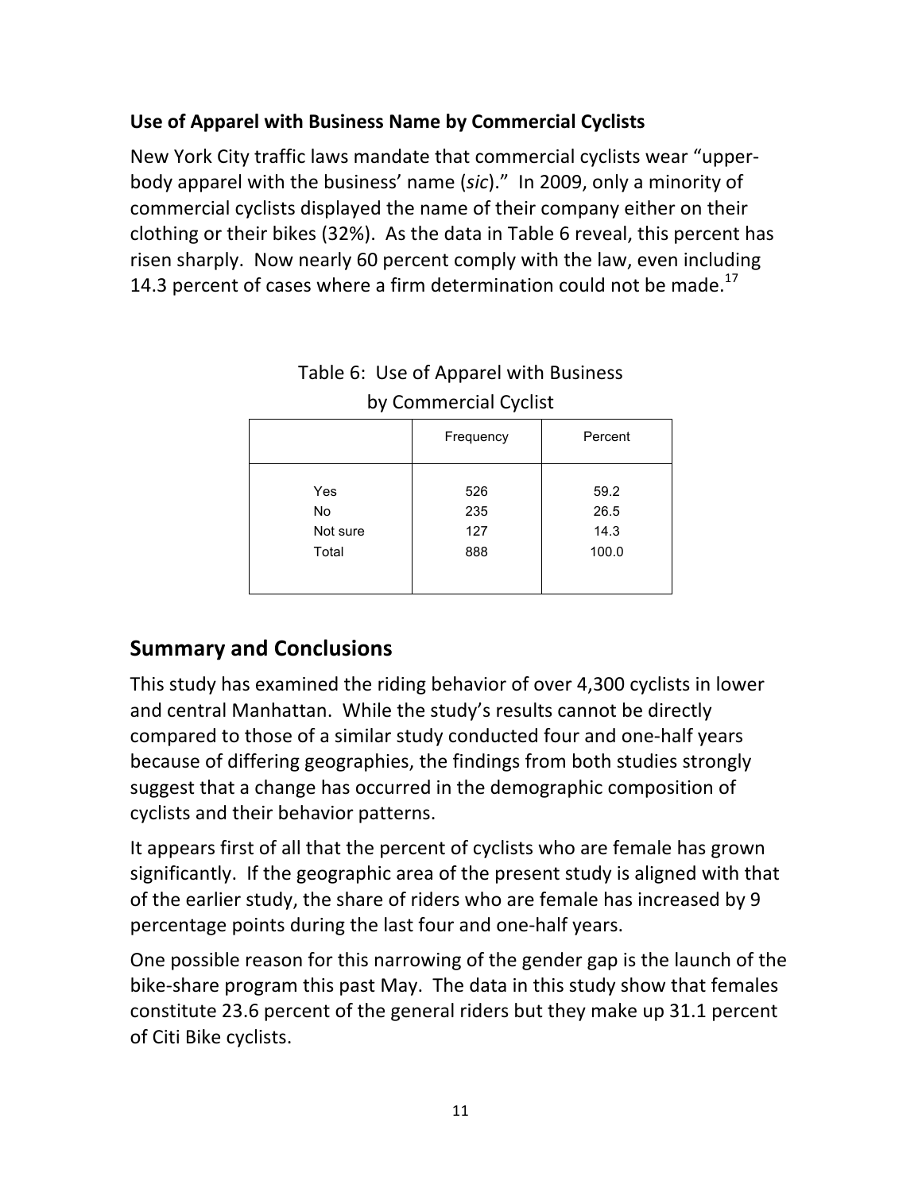### Use of Apparel with Business Name by Commercial Cyclists

New York City traffic laws mandate that commercial cyclists wear "upper-body apparel with the business' name (*sic*)." In 2009, only a minority of commercial cyclists displayed the name of their company either on their clothing or their bikes (32%). As the data in Table 6 reveal, this percent has risen sharply. Now nearly 60 percent comply with the law, even including 14.3 percent of cases where a firm determination could not be made.[17]

Table 6: Use of Apparel with Business by Commercial Cyclist

| | Frequency | Percent |
|---|---|---|
| Yes | 526 | 59.2 |
| No | 235 | 26.5 |
| Not sure | 127 | 14.3 |
| Total | 888 | 100.0 |

## Summary and Conclusions

This study has examined the riding behavior of over 4,300 cyclists in lower and central Manhattan. While the study's results cannot be directly compared to those of a similar study conducted four and one-half years because of differing geographies, the findings from both studies strongly suggest that a change has occurred in the demographic composition of cyclists and their behavior patterns.

It appears first of all that the percent of cyclists who are female has grown significantly. If the geographic area of the present study is aligned with that of the earlier study, the share of riders who are female has increased by 9 percentage points during the last four and one-half years.

One possible reason for this narrowing of the gender gap is the launch of the bike-share program this past May. The data in this study show that females constitute 23.6 percent of the general riders but they make up 31.1 percent of Citi Bike cyclists.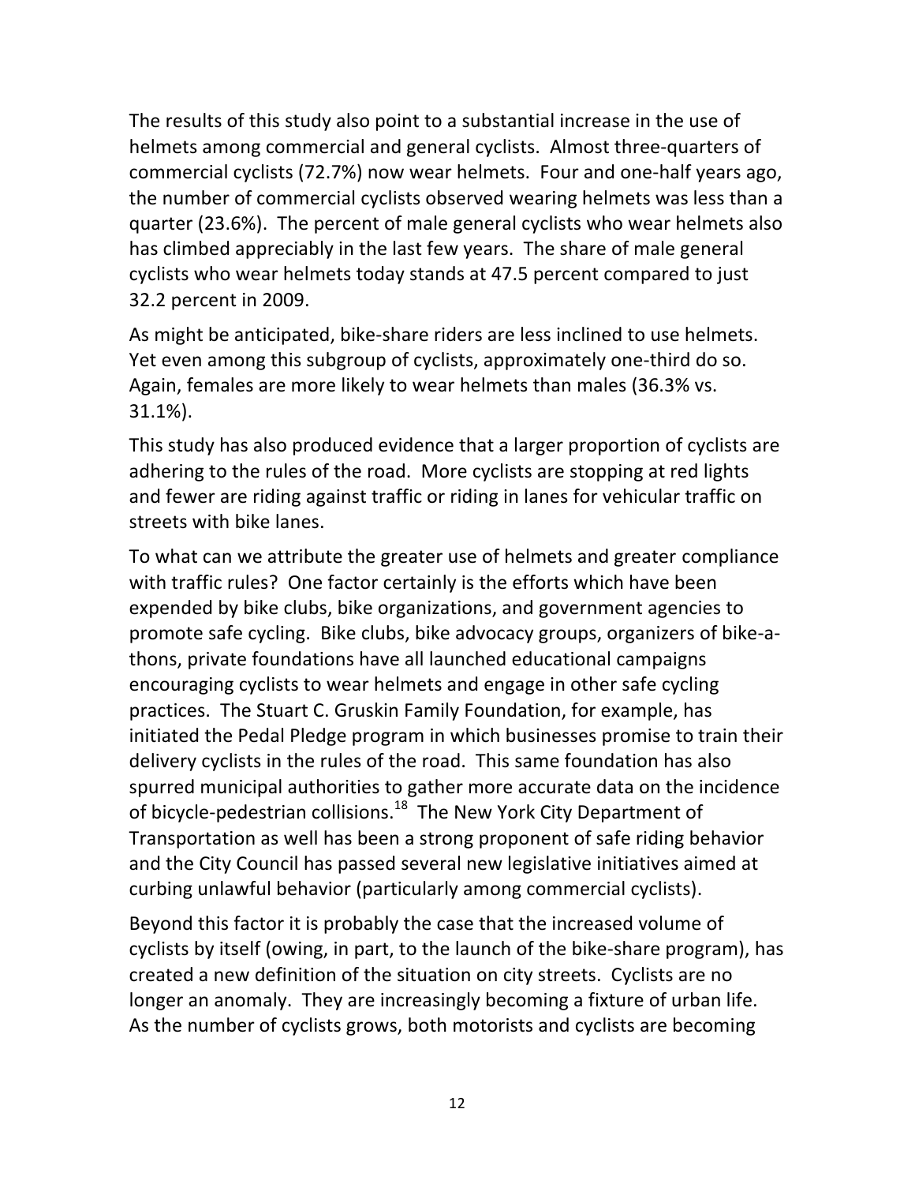The results of this study also point to a substantial increase in the use of helmets among commercial and general cyclists. Almost three-quarters of commercial cyclists (72.7%) now wear helmets. Four and one-half years ago, the number of commercial cyclists observed wearing helmets was less than a quarter (23.6%). The percent of male general cyclists who wear helmets also has climbed appreciably in the last few years. The share of male general cyclists who wear helmets today stands at 47.5 percent compared to just 32.2 percent in 2009.

As might be anticipated, bike-share riders are less inclined to use helmets. Yet even among this subgroup of cyclists, approximately one-third do so. Again, females are more likely to wear helmets than males (36.3% vs. 31.1%).

This study has also produced evidence that a larger proportion of cyclists are adhering to the rules of the road. More cyclists are stopping at red lights and fewer are riding against traffic or riding in lanes for vehicular traffic on streets with bike lanes.

To what can we attribute the greater use of helmets and greater compliance with traffic rules? One factor certainly is the efforts which have been expended by bike clubs, bike organizations, and government agencies to promote safe cycling. Bike clubs, bike advocacy groups, organizers of bike-a-thons, private foundations have all launched educational campaigns encouraging cyclists to wear helmets and engage in other safe cycling practices. The Stuart C. Gruskin Family Foundation, for example, has initiated the Pedal Pledge program in which businesses promise to train their delivery cyclists in the rules of the road. This same foundation has also spurred municipal authorities to gather more accurate data on the incidence of bicycle-pedestrian collisions.[18] The New York City Department of Transportation as well has been a strong proponent of safe riding behavior and the City Council has passed several new legislative initiatives aimed at curbing unlawful behavior (particularly among commercial cyclists).

Beyond this factor it is probably the case that the increased volume of cyclists by itself (owing, in part, to the launch of the bike-share program), has created a new definition of the situation on city streets. Cyclists are no longer an anomaly. They are increasingly becoming a fixture of urban life. As the number of cyclists grows, both motorists and cyclists are becoming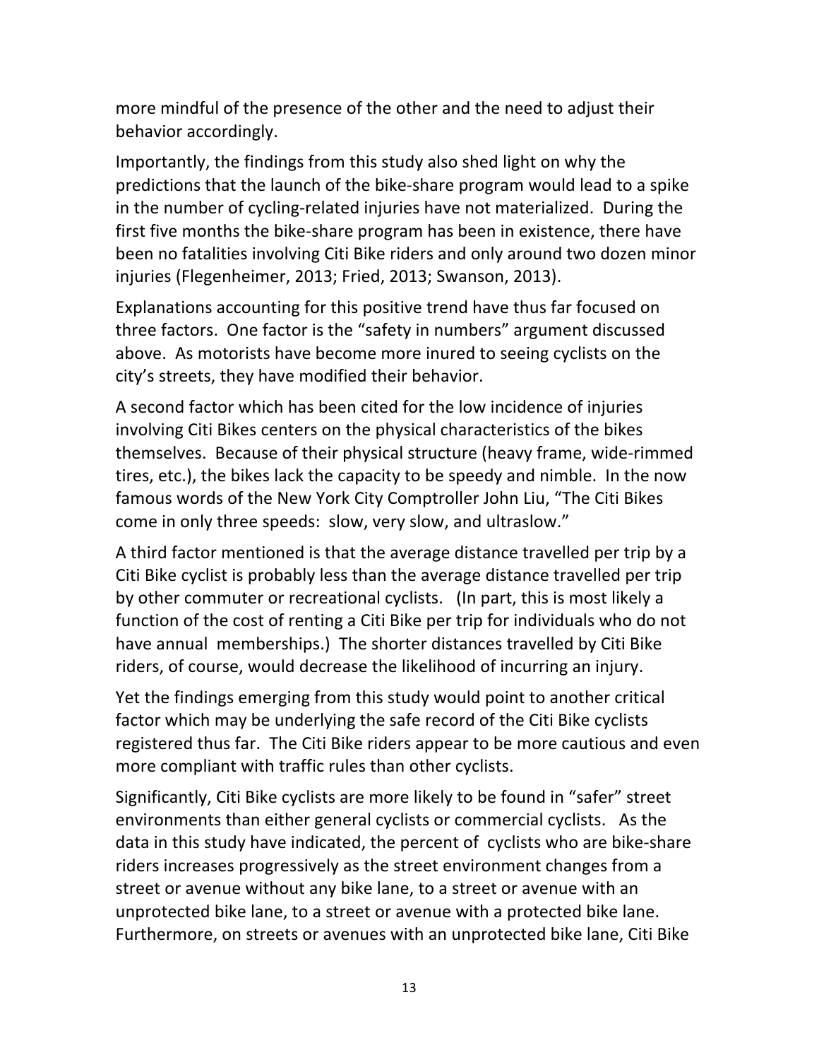more mindful of the presence of the other and the need to adjust their behavior accordingly.

Importantly, the findings from this study also shed light on why the predictions that the launch of the bike-share program would lead to a spike in the number of cycling-related injuries have not materialized. During the first five months the bike-share program has been in existence, there have been no fatalities involving Citi Bike riders and only around two dozen minor injuries (Flegenheimer, 2013; Fried, 2013; Swanson, 2013).

Explanations accounting for this positive trend have thus far focused on three factors. One factor is the "safety in numbers" argument discussed above. As motorists have become more inured to seeing cyclists on the city's streets, they have modified their behavior.

A second factor which has been cited for the low incidence of injuries involving Citi Bikes centers on the physical characteristics of the bikes themselves. Because of their physical structure (heavy frame, wide-rimmed tires, etc.), the bikes lack the capacity to be speedy and nimble. In the now famous words of the New York City Comptroller John Liu, "The Citi Bikes come in only three speeds: slow, very slow, and ultraslow."

A third factor mentioned is that the average distance travelled per trip by a Citi Bike cyclist is probably less than the average distance travelled per trip by other commuter or recreational cyclists. (In part, this is most likely a function of the cost of renting a Citi Bike per trip for individuals who do not have annual memberships.) The shorter distances travelled by Citi Bike riders, of course, would decrease the likelihood of incurring an injury.

Yet the findings emerging from this study would point to another critical factor which may be underlying the safe record of the Citi Bike cyclists registered thus far. The Citi Bike riders appear to be more cautious and even more compliant with traffic rules than other cyclists.

Significantly, Citi Bike cyclists are more likely to be found in "safer" street environments than either general cyclists or commercial cyclists. As the data in this study have indicated, the percent of cyclists who are bike-share riders increases progressively as the street environment changes from a street or avenue without any bike lane, to a street or avenue with an unprotected bike lane, to a street or avenue with a protected bike lane. Furthermore, on streets or avenues with an unprotected bike lane, Citi Bike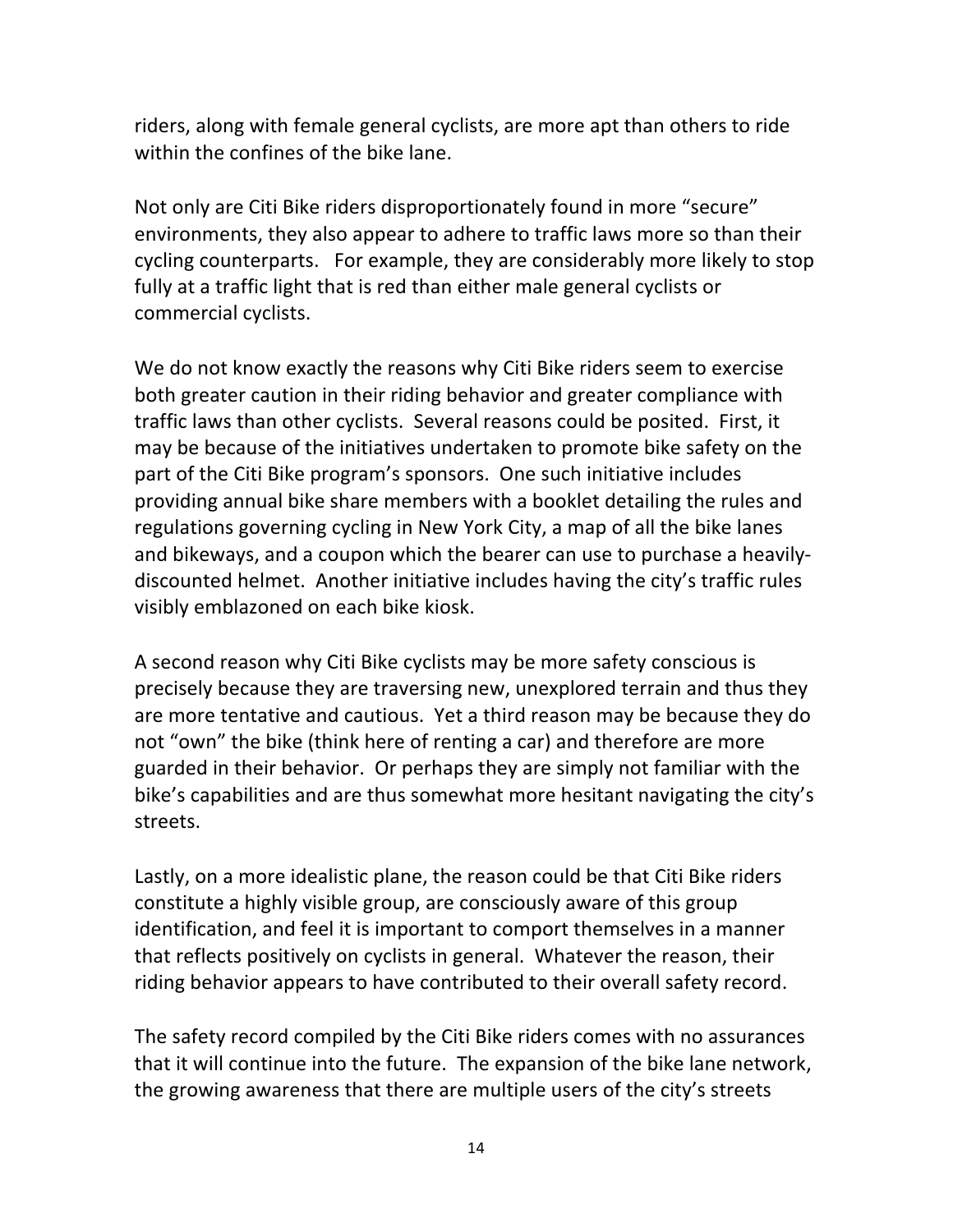riders, along with female general cyclists, are more apt than others to ride within the confines of the bike lane.

Not only are Citi Bike riders disproportionately found in more "secure" environments, they also appear to adhere to traffic laws more so than their cycling counterparts. For example, they are considerably more likely to stop fully at a traffic light that is red than either male general cyclists or commercial cyclists.

We do not know exactly the reasons why Citi Bike riders seem to exercise both greater caution in their riding behavior and greater compliance with traffic laws than other cyclists. Several reasons could be posited. First, it may be because of the initiatives undertaken to promote bike safety on the part of the Citi Bike program's sponsors. One such initiative includes providing annual bike share members with a booklet detailing the rules and regulations governing cycling in New York City, a map of all the bike lanes and bikeways, and a coupon which the bearer can use to purchase a heavily-discounted helmet. Another initiative includes having the city's traffic rules visibly emblazoned on each bike kiosk.

A second reason why Citi Bike cyclists may be more safety conscious is precisely because they are traversing new, unexplored terrain and thus they are more tentative and cautious. Yet a third reason may be because they do not "own" the bike (think here of renting a car) and therefore are more guarded in their behavior. Or perhaps they are simply not familiar with the bike's capabilities and are thus somewhat more hesitant navigating the city's streets.

Lastly, on a more idealistic plane, the reason could be that Citi Bike riders constitute a highly visible group, are consciously aware of this group identification, and feel it is important to comport themselves in a manner that reflects positively on cyclists in general. Whatever the reason, their riding behavior appears to have contributed to their overall safety record.

The safety record compiled by the Citi Bike riders comes with no assurances that it will continue into the future. The expansion of the bike lane network, the growing awareness that there are multiple users of the city's streets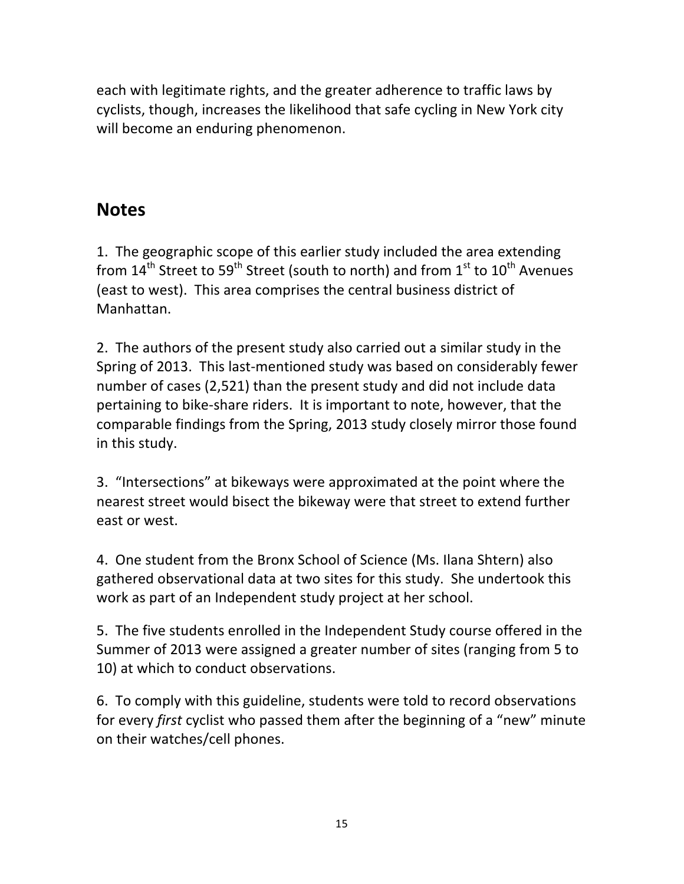each with legitimate rights, and the greater adherence to traffic laws by cyclists, though, increases the likelihood that safe cycling in New York city will become an enduring phenomenon.

## Notes

1. The geographic scope of this earlier study included the area extending from 14th Street to 59th Street (south to north) and from 1st to 10th Avenues (east to west). This area comprises the central business district of Manhattan.

2. The authors of the present study also carried out a similar study in the Spring of 2013. This last-mentioned study was based on considerably fewer number of cases (2,521) than the present study and did not include data pertaining to bike-share riders. It is important to note, however, that the comparable findings from the Spring, 2013 study closely mirror those found in this study.

3. "Intersections" at bikeways were approximated at the point where the nearest street would bisect the bikeway were that street to extend further east or west.

4. One student from the Bronx School of Science (Ms. Ilana Shtern) also gathered observational data at two sites for this study. She undertook this work as part of an Independent study project at her school.

5. The five students enrolled in the Independent Study course offered in the Summer of 2013 were assigned a greater number of sites (ranging from 5 to 10) at which to conduct observations.

6. To comply with this guideline, students were told to record observations for every *first* cyclist who passed them after the beginning of a "new" minute on their watches/cell phones.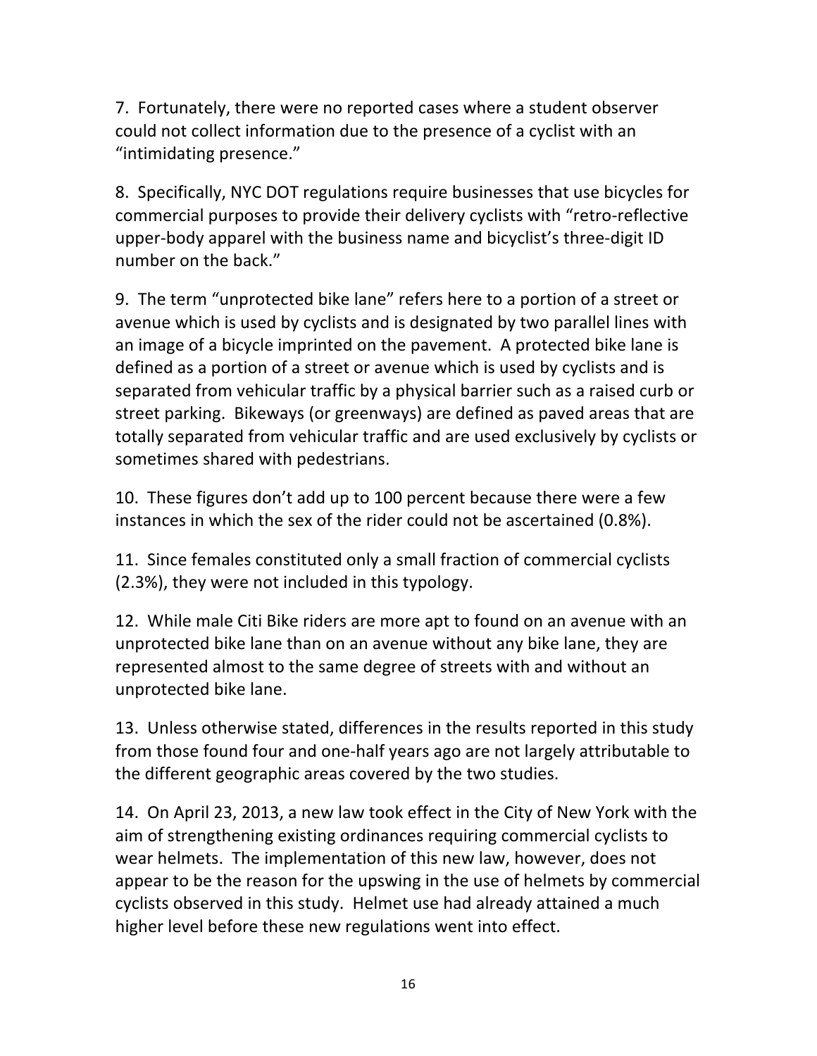7. Fortunately, there were no reported cases where a student observer could not collect information due to the presence of a cyclist with an "intimidating presence."

8. Specifically, NYC DOT regulations require businesses that use bicycles for commercial purposes to provide their delivery cyclists with "retro-reflective upper-body apparel with the business name and bicyclist's three-digit ID number on the back."

9. The term "unprotected bike lane" refers here to a portion of a street or avenue which is used by cyclists and is designated by two parallel lines with an image of a bicycle imprinted on the pavement. A protected bike lane is defined as a portion of a street or avenue which is used by cyclists and is separated from vehicular traffic by a physical barrier such as a raised curb or street parking. Bikeways (or greenways) are defined as paved areas that are totally separated from vehicular traffic and are used exclusively by cyclists or sometimes shared with pedestrians.

10. These figures don't add up to 100 percent because there were a few instances in which the sex of the rider could not be ascertained (0.8%).

11. Since females constituted only a small fraction of commercial cyclists (2.3%), they were not included in this typology.

12. While male Citi Bike riders are more apt to found on an avenue with an unprotected bike lane than on an avenue without any bike lane, they are represented almost to the same degree of streets with and without an unprotected bike lane.

13. Unless otherwise stated, differences in the results reported in this study from those found four and one-half years ago are not largely attributable to the different geographic areas covered by the two studies.

14. On April 23, 2013, a new law took effect in the City of New York with the aim of strengthening existing ordinances requiring commercial cyclists to wear helmets. The implementation of this new law, however, does not appear to be the reason for the upswing in the use of helmets by commercial cyclists observed in this study. Helmet use had already attained a much higher level before these new regulations went into effect.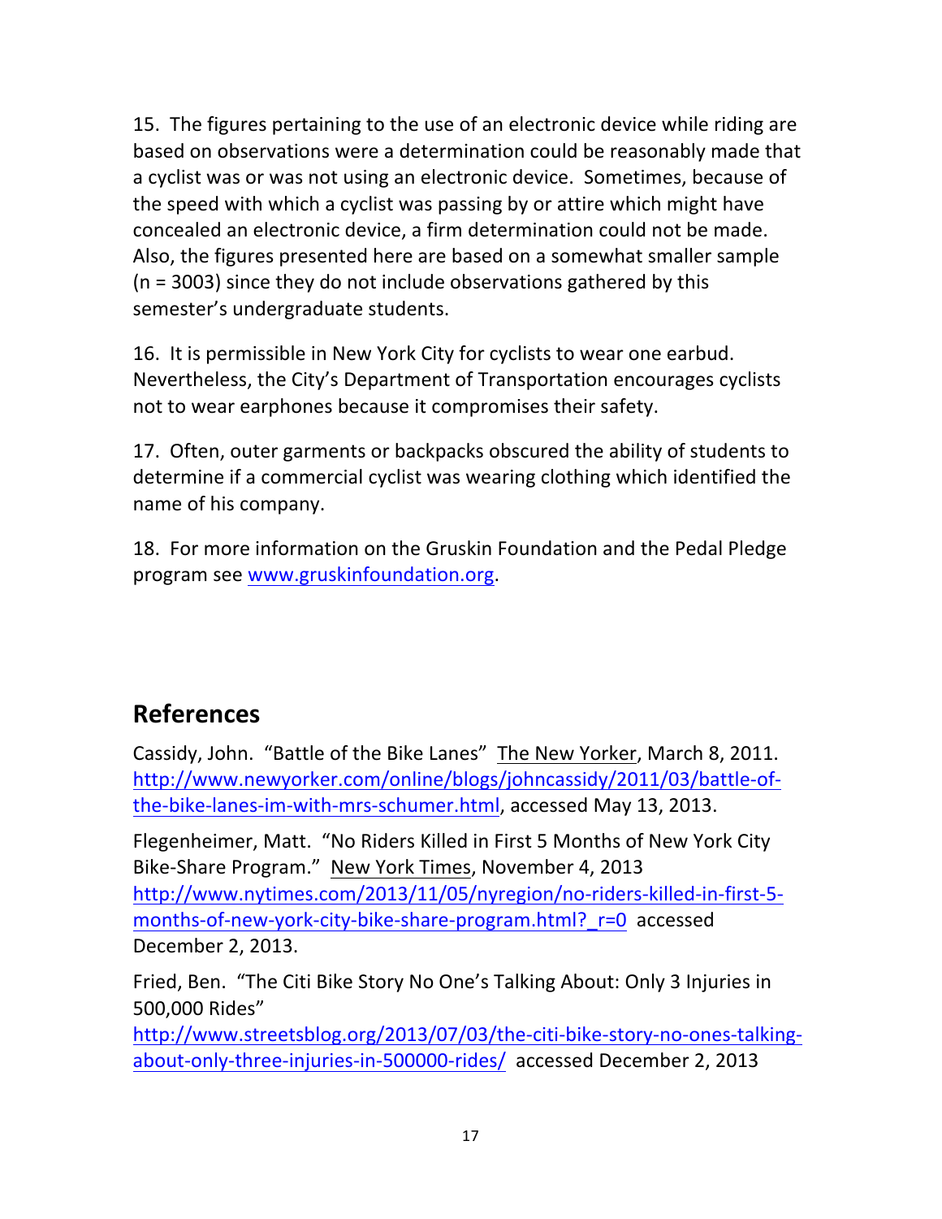15. The figures pertaining to the use of an electronic device while riding are based on observations were a determination could be reasonably made that a cyclist was or was not using an electronic device. Sometimes, because of the speed with which a cyclist was passing by or attire which might have concealed an electronic device, a firm determination could not be made. Also, the figures presented here are based on a somewhat smaller sample (n = 3003) since they do not include observations gathered by this semester's undergraduate students.

16. It is permissible in New York City for cyclists to wear one earbud. Nevertheless, the City's Department of Transportation encourages cyclists not to wear earphones because it compromises their safety.

17. Often, outer garments or backpacks obscured the ability of students to determine if a commercial cyclist was wearing clothing which identified the name of his company.

18. For more information on the Gruskin Foundation and the Pedal Pledge program see www.gruskinfoundation.org.

## References

Cassidy, John. "Battle of the Bike Lanes" The New Yorker, March 8, 2011. http://www.newyorker.com/online/blogs/johncassidy/2011/03/battle-of-the-bike-lanes-im-with-mrs-schumer.html, accessed May 13, 2013.

Flegenheimer, Matt. "No Riders Killed in First 5 Months of New York City Bike-Share Program." New York Times, November 4, 2013 http://www.nytimes.com/2013/11/05/nyregion/no-riders-killed-in-first-5-months-of-new-york-city-bike-share-program.html?_r=0 accessed December 2, 2013.

Fried, Ben. "The Citi Bike Story No One's Talking About: Only 3 Injuries in 500,000 Rides" http://www.streetsblog.org/2013/07/03/the-citi-bike-story-no-ones-talking-about-only-three-injuries-in-500000-rides/ accessed December 2, 2013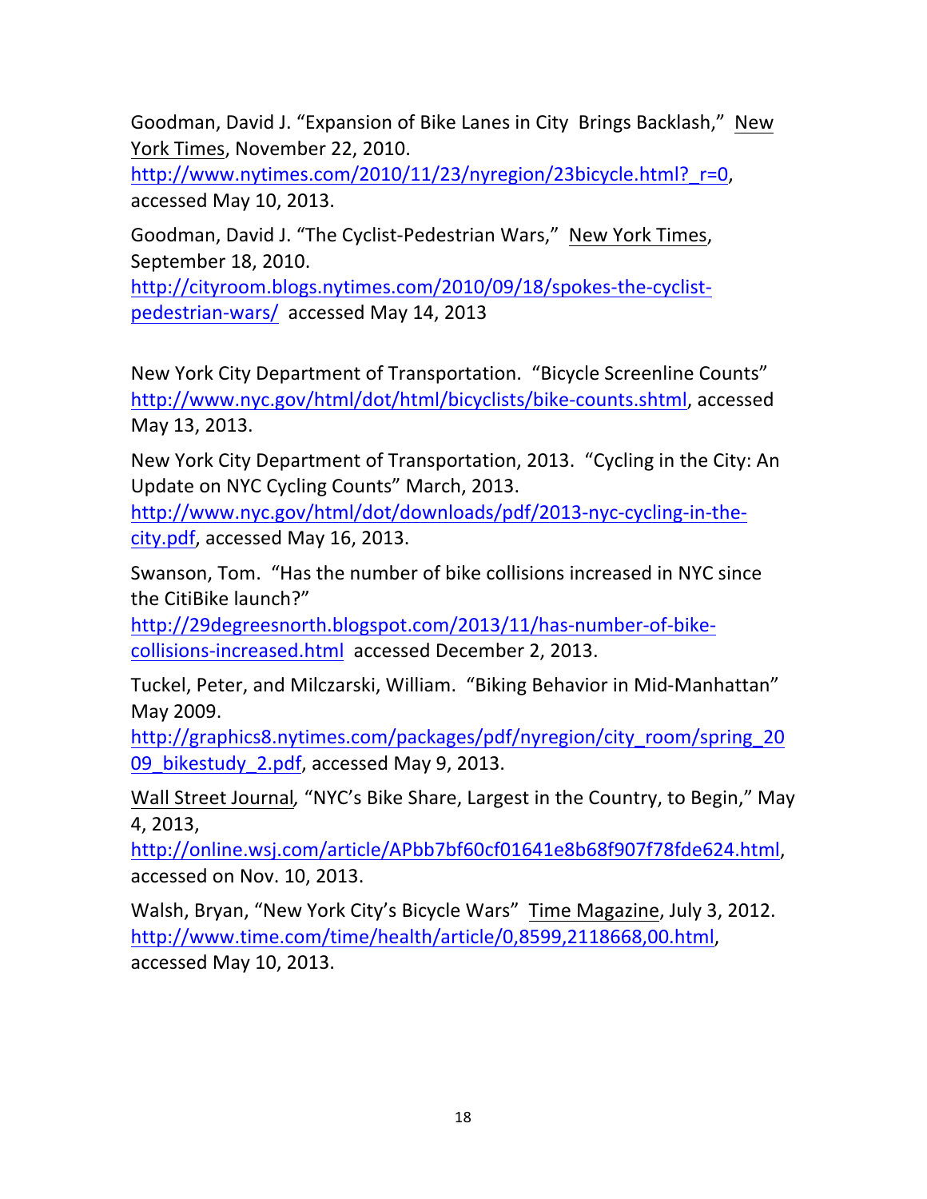Goodman, David J. "Expansion of Bike Lanes in City Brings Backlash," New York Times, November 22, 2010. http://www.nytimes.com/2010/11/23/nyregion/23bicycle.html?_r=0, accessed May 10, 2013.

Goodman, David J. "The Cyclist-Pedestrian Wars," New York Times, September 18, 2010. http://cityroom.blogs.nytimes.com/2010/09/18/spokes-the-cyclist-pedestrian-wars/ accessed May 14, 2013

New York City Department of Transportation. "Bicycle Screenline Counts" http://www.nyc.gov/html/dot/html/bicyclists/bike-counts.shtml, accessed May 13, 2013.

New York City Department of Transportation, 2013. "Cycling in the City: An Update on NYC Cycling Counts" March, 2013. http://www.nyc.gov/html/dot/downloads/pdf/2013-nyc-cycling-in-the-city.pdf, accessed May 16, 2013.

Swanson, Tom. "Has the number of bike collisions increased in NYC since the CitiBike launch?" http://29degreesnorth.blogspot.com/2013/11/has-number-of-bike-collisions-increased.html accessed December 2, 2013.

Tuckel, Peter, and Milczarski, William. "Biking Behavior in Mid-Manhattan" May 2009. http://graphics8.nytimes.com/packages/pdf/nyregion/city_room/spring_2009_bikestudy_2.pdf, accessed May 9, 2013.

Wall Street Journal, "NYC's Bike Share, Largest in the Country, to Begin," May 4, 2013, http://online.wsj.com/article/APbb7bf60cf01641e8b68f907f78fde624.html, accessed on Nov. 10, 2013.

Walsh, Bryan, "New York City's Bicycle Wars" Time Magazine, July 3, 2012. http://www.time.com/time/health/article/0,8599,2118668,00.html, accessed May 10, 2013.